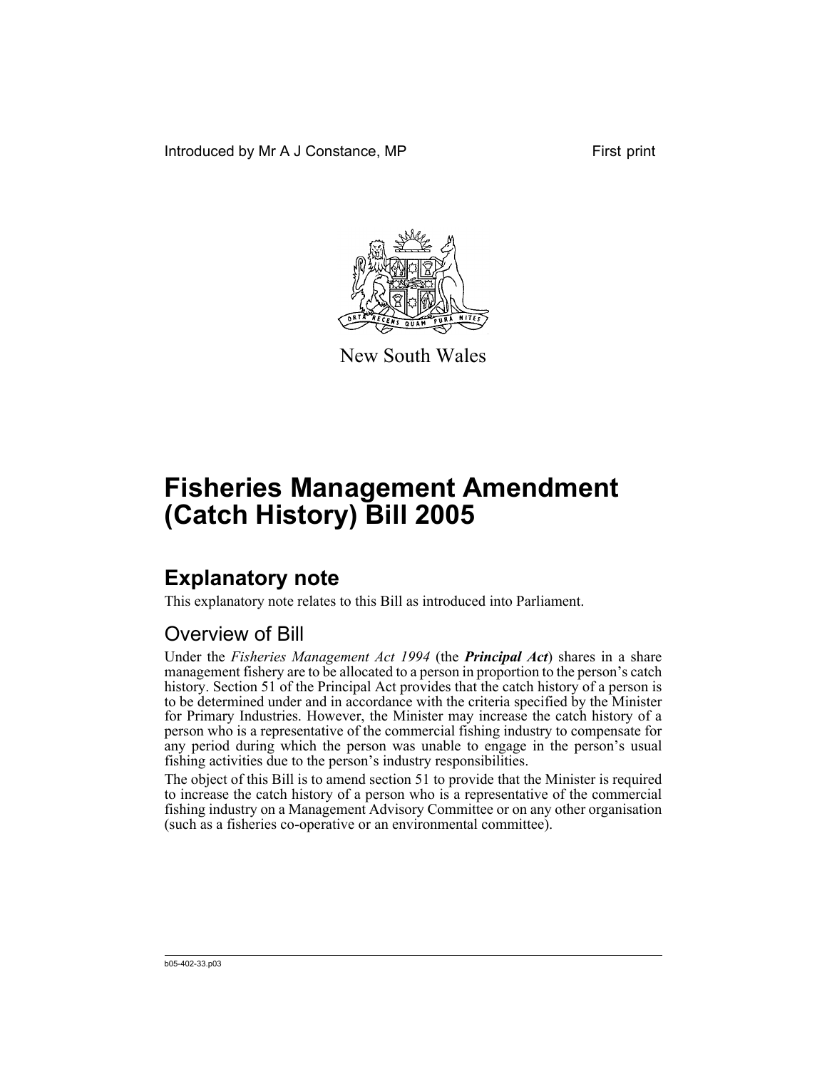Introduced by Mr A J Constance, MP

First print

New South Wales

# Fisheries Management Amendment (Catch History) Bill 2005

## Explanatory note

This explanatory note relates to this Bill as introduced into Parliament.

### Overview of Bill

Under the *Fisheries Management Act 1994* (the ***Principal Act***) shares in a share management fishery are to be allocated to a person in proportion to the person's catch history. Section 51 of the Principal Act provides that the catch history of a person is to be determined under and in accordance with the criteria specified by the Minister for Primary Industries. However, the Minister may increase the catch history of a person who is a representative of the commercial fishing industry to compensate for any period during which the person was unable to engage in the person's usual fishing activities due to the person's industry responsibilities.

The object of this Bill is to amend section 51 to provide that the Minister is required to increase the catch history of a person who is a representative of the commercial fishing industry on a Management Advisory Committee or on any other organisation (such as a fisheries co-operative or an environmental committee).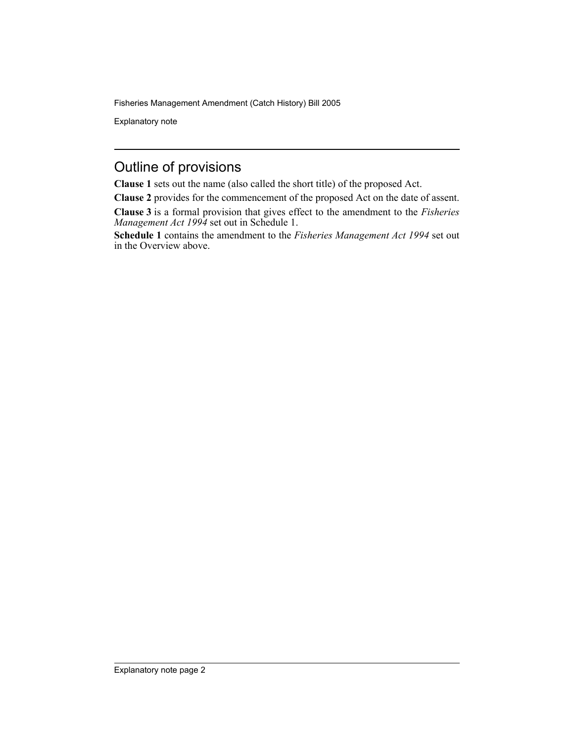## Outline of provisions

**Clause 1** sets out the name (also called the short title) of the proposed Act.

**Clause 2** provides for the commencement of the proposed Act on the date of assent.

**Clause 3** is a formal provision that gives effect to the amendment to the *Fisheries Management Act 1994* set out in Schedule 1.

**Schedule 1** contains the amendment to the *Fisheries Management Act 1994* set out in the Overview above.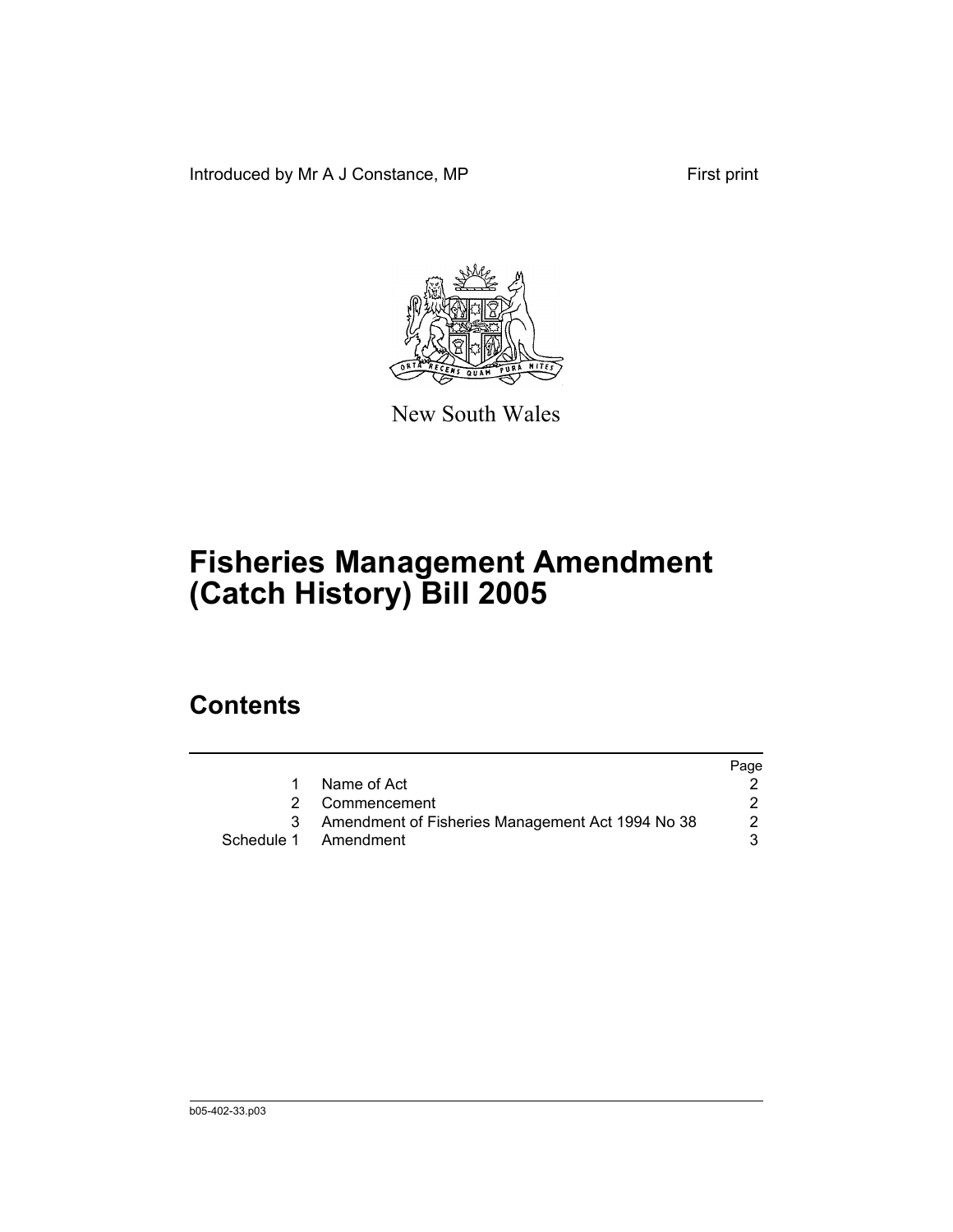Introduced by Mr A J Constance, MP

First print

New South Wales

# Fisheries Management Amendment (Catch History) Bill 2005

## Contents

| | | Page |
|---|---|---|
| 1 | Name of Act | 2 |
| 2 | Commencement | 2 |
| 3 | Amendment of Fisheries Management Act 1994 No 38 | 2 |
| Schedule 1 | Amendment | 3 |

b05-402-33.p03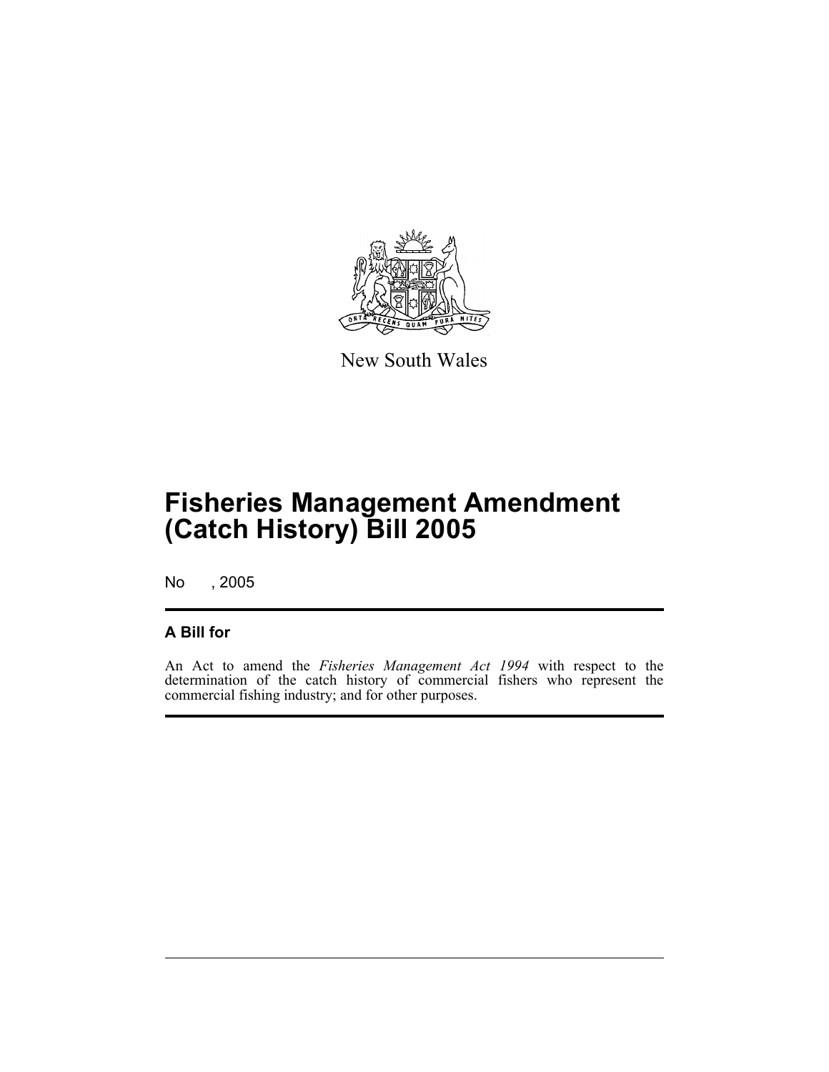New South Wales

# Fisheries Management Amendment (Catch History) Bill 2005

No , 2005

## A Bill for

An Act to amend the *Fisheries Management Act 1994* with respect to the determination of the catch history of commercial fishers who represent the commercial fishing industry; and for other purposes.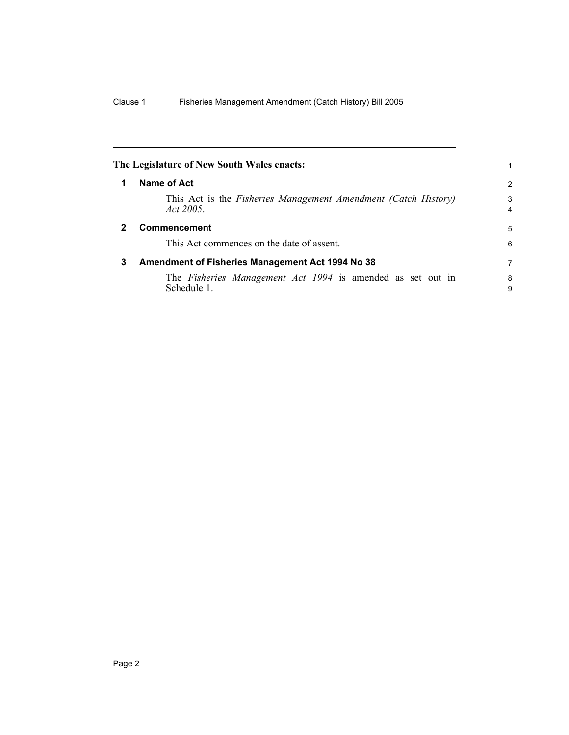**The Legislature of New South Wales enacts:**

### 1 Name of Act

This Act is the *Fisheries Management Amendment (Catch History) Act 2005*.

### 2 Commencement

This Act commences on the date of assent.

### 3 Amendment of Fisheries Management Act 1994 No 38

The *Fisheries Management Act 1994* is amended as set out in Schedule 1.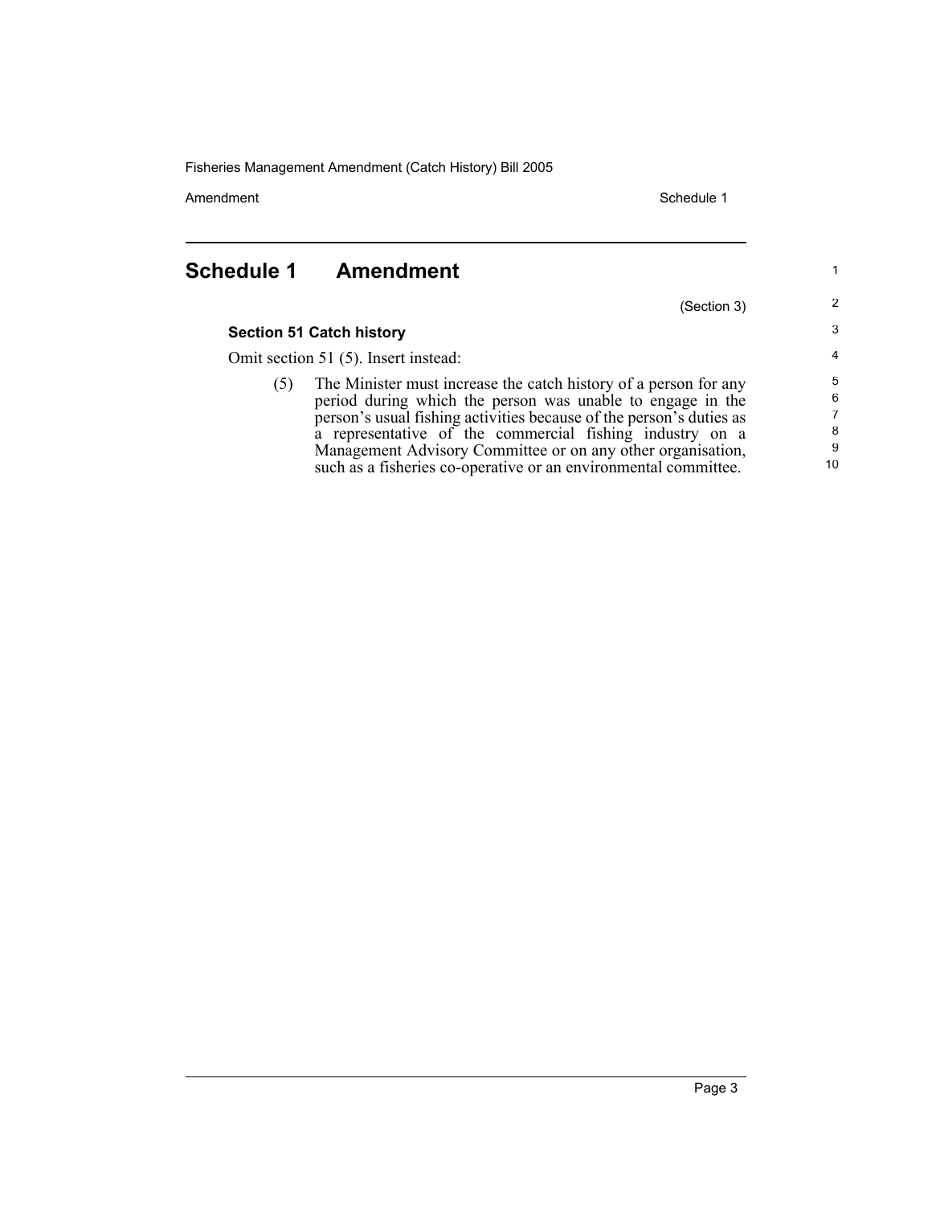# Schedule 1 Amendment

(Section 3)

### Section 51 Catch history

Omit section 51 (5). Insert instead:

(5) The Minister must increase the catch history of a person for any period during which the person was unable to engage in the person's usual fishing activities because of the person's duties as a representative of the commercial fishing industry on a Management Advisory Committee or on any other organisation, such as a fisheries co-operative or an environmental committee.